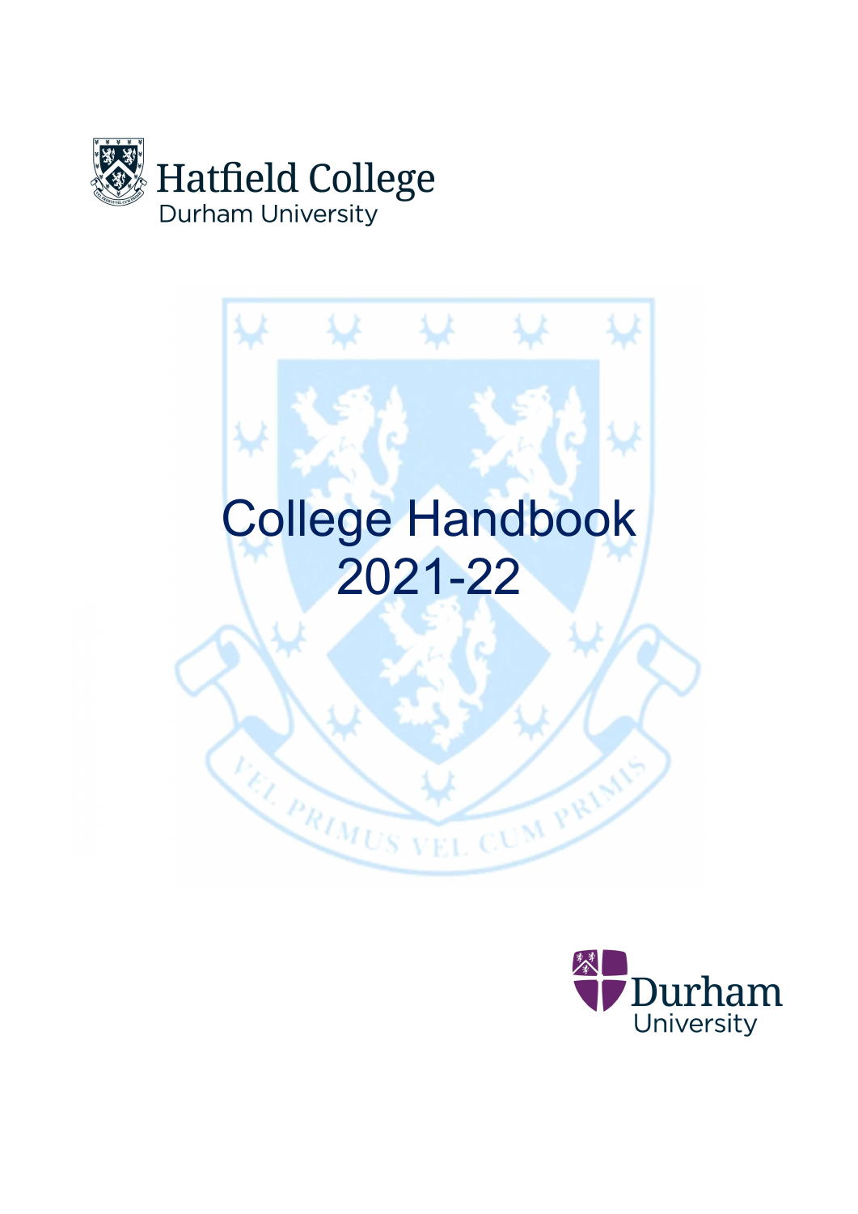Hatfield College
Durham University

# College Handbook 2021-22

VEL PRIMUS VEL CUM PRIMIS

Durham University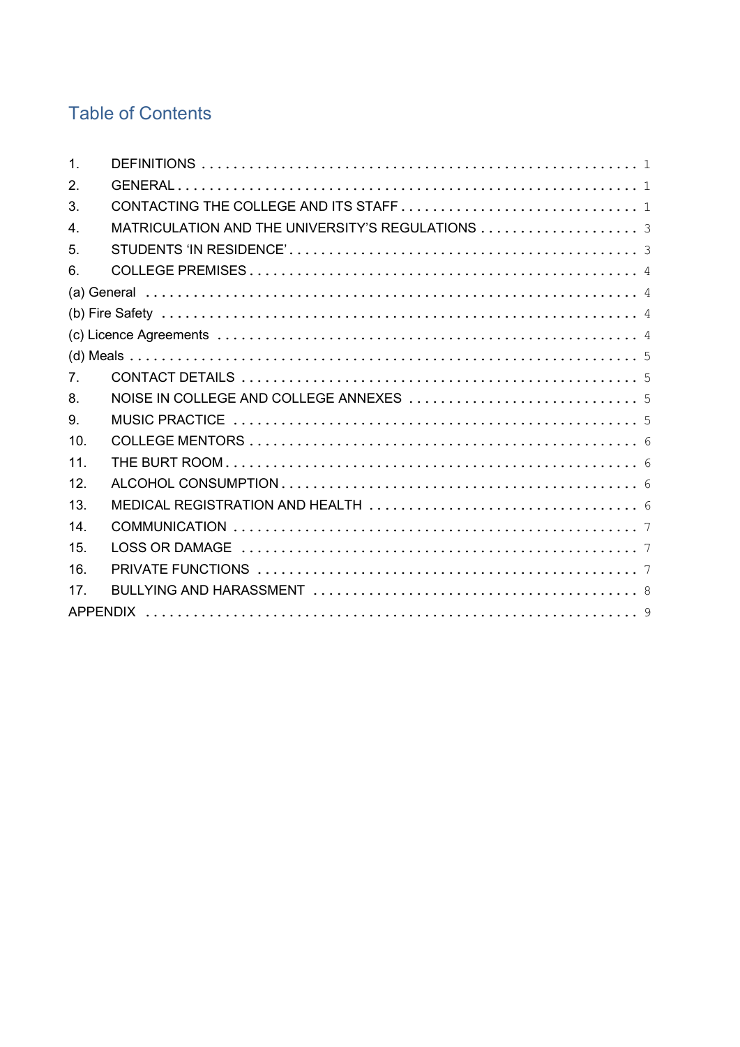## Table of Contents

| | | |
|---|---|---|
| 1. | DEFINITIONS | 1 |
| 2. | GENERAL | 1 |
| 3. | CONTACTING THE COLLEGE AND ITS STAFF | 1 |
| 4. | MATRICULATION AND THE UNIVERSITY'S REGULATIONS | 3 |
| 5. | STUDENTS 'IN RESIDENCE' | 3 |
| 6. | COLLEGE PREMISES | 4 |
| (a) General | | 4 |
| (b) Fire Safety | | 4 |
| (c) Licence Agreements | | 4 |
| (d) Meals | | 5 |
| 7. | CONTACT DETAILS | 5 |
| 8. | NOISE IN COLLEGE AND COLLEGE ANNEXES | 5 |
| 9. | MUSIC PRACTICE | 5 |
| 10. | COLLEGE MENTORS | 6 |
| 11. | THE BURT ROOM | 6 |
| 12. | ALCOHOL CONSUMPTION | 6 |
| 13. | MEDICAL REGISTRATION AND HEALTH | 6 |
| 14. | COMMUNICATION | 7 |
| 15. | LOSS OR DAMAGE | 7 |
| 16. | PRIVATE FUNCTIONS | 7 |
| 17. | BULLYING AND HARASSMENT | 8 |
| APPENDIX | | 9 |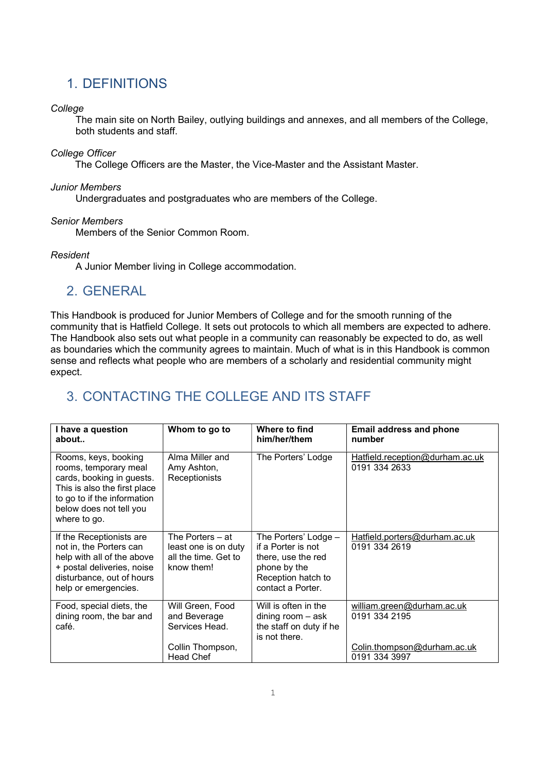## 1. DEFINITIONS

*College*

The main site on North Bailey, outlying buildings and annexes, and all members of the College, both students and staff.

*College Officer*

The College Officers are the Master, the Vice-Master and the Assistant Master.

*Junior Members*

Undergraduates and postgraduates who are members of the College.

*Senior Members*

Members of the Senior Common Room.

*Resident*

A Junior Member living in College accommodation.

## 2. GENERAL

This Handbook is produced for Junior Members of College and for the smooth running of the community that is Hatfield College. It sets out protocols to which all members are expected to adhere. The Handbook also sets out what people in a community can reasonably be expected to do, as well as boundaries which the community agrees to maintain. Much of what is in this Handbook is common sense and reflects what people who are members of a scholarly and residential community might expect.

## 3. CONTACTING THE COLLEGE AND ITS STAFF

| **I have a question about..** | **Whom to go to** | **Where to find him/her/them** | **Email address and phone number** |
|---|---|---|---|
| Rooms, keys, booking rooms, temporary meal cards, booking in guests. This is also the first place to go to if the information below does not tell you where to go. | Alma Miller and Amy Ashton, Receptionists | The Porters' Lodge | Hatfield.reception@durham.ac.uk<br>0191 334 2633 |
| If the Receptionists are not in, the Porters can help with all of the above + postal deliveries, noise disturbance, out of hours help or emergencies. | The Porters – at least one is on duty all the time. Get to know them! | The Porters' Lodge – if a Porter is not there, use the red phone by the Reception hatch to contact a Porter. | Hatfield.porters@durham.ac.uk<br>0191 334 2619 |
| Food, special diets, the dining room, the bar and café. | Will Green, Food and Beverage Services Head.<br><br>Collin Thompson, Head Chef | Will is often in the dining room – ask the staff on duty if he is not there. | william.green@durham.ac.uk<br>0191 334 2195<br><br>Colin.thompson@durham.ac.uk<br>0191 334 3997 |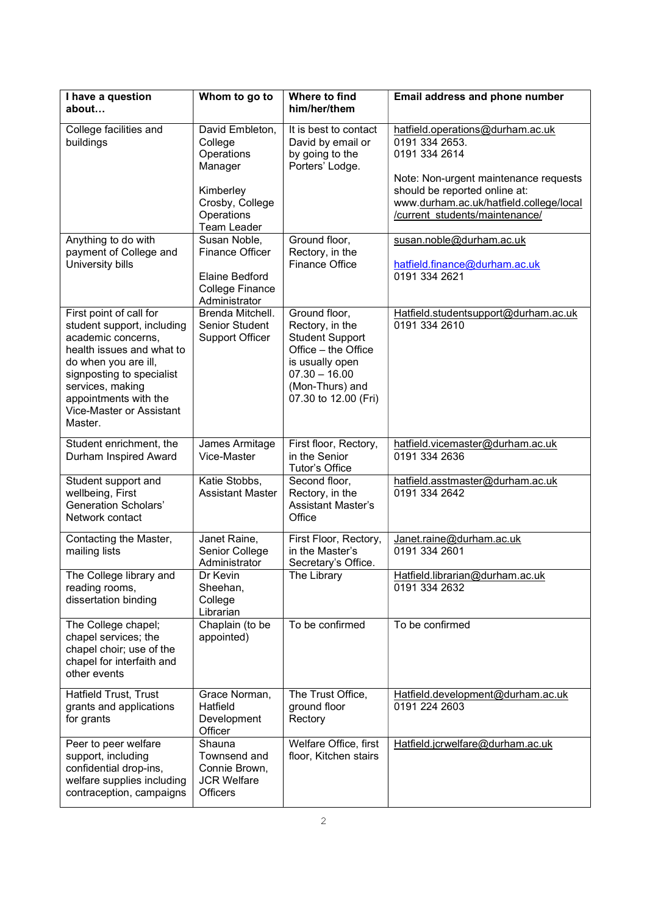| I have a question about… | Whom to go to | Where to find him/her/them | Email address and phone number |
|---|---|---|---|
| College facilities and buildings | David Embleton, College Operations Manager<br><br>Kimberley Crosby, College Operations Team Leader | It is best to contact David by email or by going to the Porters' Lodge. | hatfield.operations@durham.ac.uk<br>0191 334 2653.<br>0191 334 2614<br><br>Note: Non-urgent maintenance requests should be reported online at: www.durham.ac.uk/hatfield.college/local/current_students/maintenance/ |
| Anything to do with payment of College and University bills | Susan Noble, Finance Officer<br><br>Elaine Bedford College Finance Administrator | Ground floor, Rectory, in the Finance Office | susan.noble@durham.ac.uk<br><br>hatfield.finance@durham.ac.uk<br>0191 334 2621 |
| First point of call for student support, including academic concerns, health issues and what to do when you are ill, signposting to specialist services, making appointments with the Vice-Master or Assistant Master. | Brenda Mitchell. Senior Student Support Officer | Ground floor, Rectory, in the Student Support Office – the Office is usually open 07.30 – 16.00 (Mon-Thurs) and 07.30 to 12.00 (Fri) | Hatfield.studentsupport@durham.ac.uk<br>0191 334 2610 |
| Student enrichment, the Durham Inspired Award | James Armitage Vice-Master | First floor, Rectory, in the Senior Tutor's Office | hatfield.vicemaster@durham.ac.uk<br>0191 334 2636 |
| Student support and wellbeing, First Generation Scholars' Network contact | Katie Stobbs, Assistant Master | Second floor, Rectory, in the Assistant Master's Office | hatfield.asstmaster@durham.ac.uk<br>0191 334 2642 |
| Contacting the Master, mailing lists | Janet Raine, Senior College Administrator | First Floor, Rectory, in the Master's Secretary's Office. | Janet.raine@durham.ac.uk<br>0191 334 2601 |
| The College library and reading rooms, dissertation binding | Dr Kevin Sheehan, College Librarian | The Library | Hatfield.librarian@durham.ac.uk<br>0191 334 2632 |
| The College chapel; chapel services; the chapel choir; use of the chapel for interfaith and other events | Chaplain (to be appointed) | To be confirmed | To be confirmed |
| Hatfield Trust, Trust grants and applications for grants | Grace Norman, Hatfield Development Officer | The Trust Office, ground floor Rectory | Hatfield.development@durham.ac.uk<br>0191 224 2603 |
| Peer to peer welfare support, including confidential drop-ins, welfare supplies including contraception, campaigns | Shauna Townsend and Connie Brown, JCR Welfare Officers | Welfare Office, first floor, Kitchen stairs | Hatfield.jcrwelfare@durham.ac.uk |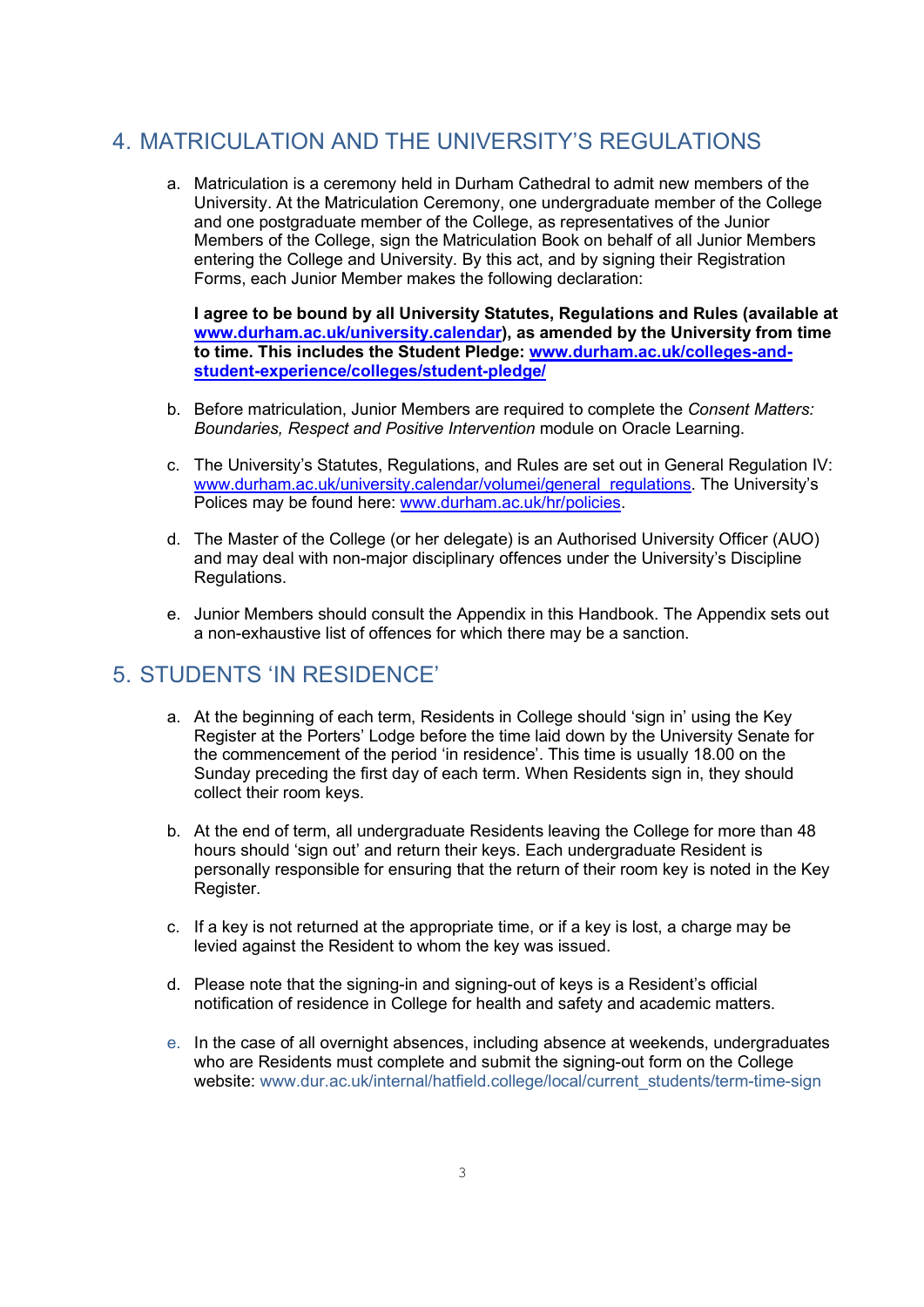## 4. MATRICULATION AND THE UNIVERSITY'S REGULATIONS

a. Matriculation is a ceremony held in Durham Cathedral to admit new members of the University. At the Matriculation Ceremony, one undergraduate member of the College and one postgraduate member of the College, as representatives of the Junior Members of the College, sign the Matriculation Book on behalf of all Junior Members entering the College and University. By this act, and by signing their Registration Forms, each Junior Member makes the following declaration:

   **I agree to be bound by all University Statutes, Regulations and Rules (available at [www.durham.ac.uk/university.calendar](www.durham.ac.uk/university.calendar)), as amended by the University from time to time. This includes the Student Pledge: [www.durham.ac.uk/colleges-and-student-experience/colleges/student-pledge/](www.durham.ac.uk/colleges-and-student-experience/colleges/student-pledge/)**

b. Before matriculation, Junior Members are required to complete the *Consent Matters: Boundaries, Respect and Positive Intervention* module on Oracle Learning.

c. The University's Statutes, Regulations, and Rules are set out in General Regulation IV: [www.durham.ac.uk/university.calendar/volumei/general_regulations](www.durham.ac.uk/university.calendar/volumei/general_regulations). The University's Polices may be found here: [www.durham.ac.uk/hr/policies](www.durham.ac.uk/hr/policies).

d. The Master of the College (or her delegate) is an Authorised University Officer (AUO) and may deal with non-major disciplinary offences under the University's Discipline Regulations.

e. Junior Members should consult the Appendix in this Handbook. The Appendix sets out a non-exhaustive list of offences for which there may be a sanction.

## 5. STUDENTS 'IN RESIDENCE'

a. At the beginning of each term, Residents in College should 'sign in' using the Key Register at the Porters' Lodge before the time laid down by the University Senate for the commencement of the period 'in residence'. This time is usually 18.00 on the Sunday preceding the first day of each term. When Residents sign in, they should collect their room keys.

b. At the end of term, all undergraduate Residents leaving the College for more than 48 hours should 'sign out' and return their keys. Each undergraduate Resident is personally responsible for ensuring that the return of their room key is noted in the Key Register.

c. If a key is not returned at the appropriate time, or if a key is lost, a charge may be levied against the Resident to whom the key was issued.

d. Please note that the signing-in and signing-out of keys is a Resident's official notification of residence in College for health and safety and academic matters.

e. In the case of all overnight absences, including absence at weekends, undergraduates who are Residents must complete and submit the signing-out form on the College website: www.dur.ac.uk/internal/hatfield.college/local/current_students/term-time-sign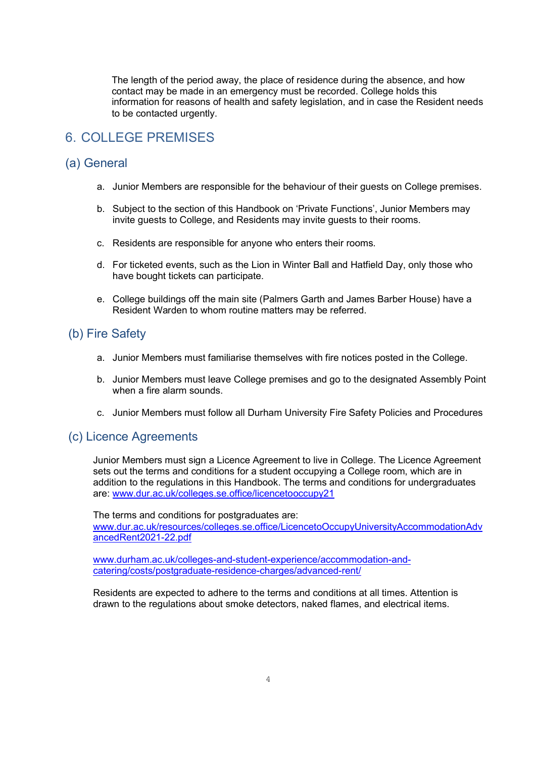The length of the period away, the place of residence during the absence, and how contact may be made in an emergency must be recorded. College holds this information for reasons of health and safety legislation, and in case the Resident needs to be contacted urgently.

# 6. COLLEGE PREMISES

## (a) General

a. Junior Members are responsible for the behaviour of their guests on College premises.

b. Subject to the section of this Handbook on 'Private Functions', Junior Members may invite guests to College, and Residents may invite guests to their rooms.

c. Residents are responsible for anyone who enters their rooms.

d. For ticketed events, such as the Lion in Winter Ball and Hatfield Day, only those who have bought tickets can participate.

e. College buildings off the main site (Palmers Garth and James Barber House) have a Resident Warden to whom routine matters may be referred.

## (b) Fire Safety

a. Junior Members must familiarise themselves with fire notices posted in the College.

b. Junior Members must leave College premises and go to the designated Assembly Point when a fire alarm sounds.

c. Junior Members must follow all Durham University Fire Safety Policies and Procedures

## (c) Licence Agreements

Junior Members must sign a Licence Agreement to live in College. The Licence Agreement sets out the terms and conditions for a student occupying a College room, which are in addition to the regulations in this Handbook. The terms and conditions for undergraduates are: [www.dur.ac.uk/colleges.se.office/licencetooccupy21](www.dur.ac.uk/colleges.se.office/licencetooccupy21)

The terms and conditions for postgraduates are:
[www.dur.ac.uk/resources/colleges.se.office/LicencetoOccupyUniversityAccommodationAdvancedRent2021-22.pdf](www.dur.ac.uk/resources/colleges.se.office/LicencetoOccupyUniversityAccommodationAdvancedRent2021-22.pdf)

[www.durham.ac.uk/colleges-and-student-experience/accommodation-and-catering/costs/postgraduate-residence-charges/advanced-rent/](www.durham.ac.uk/colleges-and-student-experience/accommodation-and-catering/costs/postgraduate-residence-charges/advanced-rent/)

Residents are expected to adhere to the terms and conditions at all times. Attention is drawn to the regulations about smoke detectors, naked flames, and electrical items.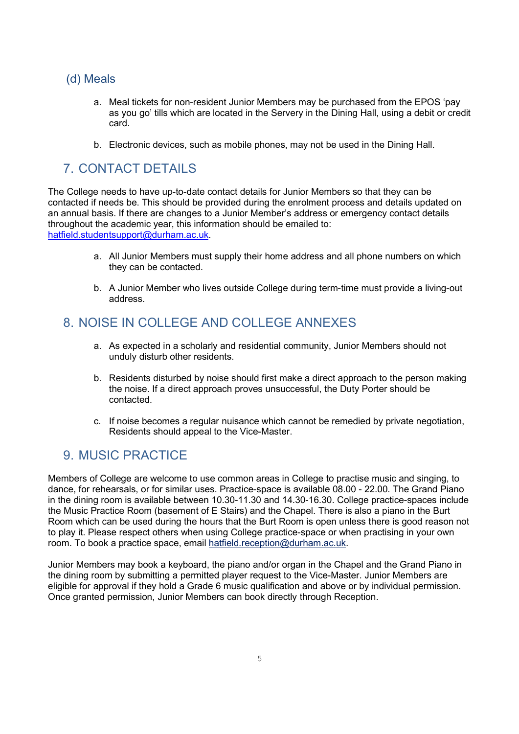### (d) Meals

a. Meal tickets for non-resident Junior Members may be purchased from the EPOS 'pay as you go' tills which are located in the Servery in the Dining Hall, using a debit or credit card.

b. Electronic devices, such as mobile phones, may not be used in the Dining Hall.

## 7. CONTACT DETAILS

The College needs to have up-to-date contact details for Junior Members so that they can be contacted if needs be. This should be provided during the enrolment process and details updated on an annual basis. If there are changes to a Junior Member's address or emergency contact details throughout the academic year, this information should be emailed to: hatfield.studentsupport@durham.ac.uk.

a. All Junior Members must supply their home address and all phone numbers on which they can be contacted.

b. A Junior Member who lives outside College during term-time must provide a living-out address.

## 8. NOISE IN COLLEGE AND COLLEGE ANNEXES

a. As expected in a scholarly and residential community, Junior Members should not unduly disturb other residents.

b. Residents disturbed by noise should first make a direct approach to the person making the noise. If a direct approach proves unsuccessful, the Duty Porter should be contacted.

c. If noise becomes a regular nuisance which cannot be remedied by private negotiation, Residents should appeal to the Vice-Master.

## 9. MUSIC PRACTICE

Members of College are welcome to use common areas in College to practise music and singing, to dance, for rehearsals, or for similar uses. Practice-space is available 08.00 - 22.00. The Grand Piano in the dining room is available between 10.30-11.30 and 14.30-16.30. College practice-spaces include the Music Practice Room (basement of E Stairs) and the Chapel. There is also a piano in the Burt Room which can be used during the hours that the Burt Room is open unless there is good reason not to play it. Please respect others when using College practice-space or when practising in your own room. To book a practice space, email hatfield.reception@durham.ac.uk.

Junior Members may book a keyboard, the piano and/or organ in the Chapel and the Grand Piano in the dining room by submitting a permitted player request to the Vice-Master. Junior Members are eligible for approval if they hold a Grade 6 music qualification and above or by individual permission. Once granted permission, Junior Members can book directly through Reception.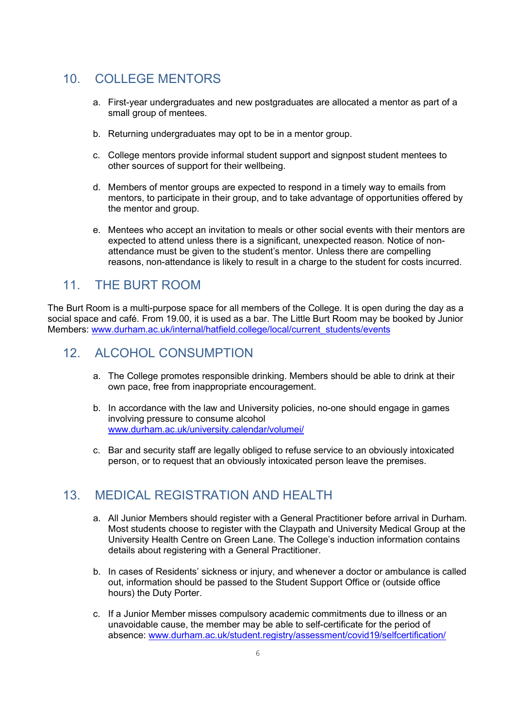## 10. COLLEGE MENTORS

a. First-year undergraduates and new postgraduates are allocated a mentor as part of a small group of mentees.

b. Returning undergraduates may opt to be in a mentor group.

c. College mentors provide informal student support and signpost student mentees to other sources of support for their wellbeing.

d. Members of mentor groups are expected to respond in a timely way to emails from mentors, to participate in their group, and to take advantage of opportunities offered by the mentor and group.

e. Mentees who accept an invitation to meals or other social events with their mentors are expected to attend unless there is a significant, unexpected reason. Notice of non-attendance must be given to the student's mentor. Unless there are compelling reasons, non-attendance is likely to result in a charge to the student for costs incurred.

## 11. THE BURT ROOM

The Burt Room is a multi-purpose space for all members of the College. It is open during the day as a social space and café. From 19.00, it is used as a bar. The Little Burt Room may be booked by Junior Members: www.durham.ac.uk/internal/hatfield.college/local/current_students/events

## 12. ALCOHOL CONSUMPTION

a. The College promotes responsible drinking. Members should be able to drink at their own pace, free from inappropriate encouragement.

b. In accordance with the law and University policies, no-one should engage in games involving pressure to consume alcohol www.durham.ac.uk/university.calendar/volumei/

c. Bar and security staff are legally obliged to refuse service to an obviously intoxicated person, or to request that an obviously intoxicated person leave the premises.

## 13. MEDICAL REGISTRATION AND HEALTH

a. All Junior Members should register with a General Practitioner before arrival in Durham. Most students choose to register with the Claypath and University Medical Group at the University Health Centre on Green Lane. The College's induction information contains details about registering with a General Practitioner.

b. In cases of Residents' sickness or injury, and whenever a doctor or ambulance is called out, information should be passed to the Student Support Office or (outside office hours) the Duty Porter.

c. If a Junior Member misses compulsory academic commitments due to illness or an unavoidable cause, the member may be able to self-certificate for the period of absence: www.durham.ac.uk/student.registry/assessment/covid19/selfcertification/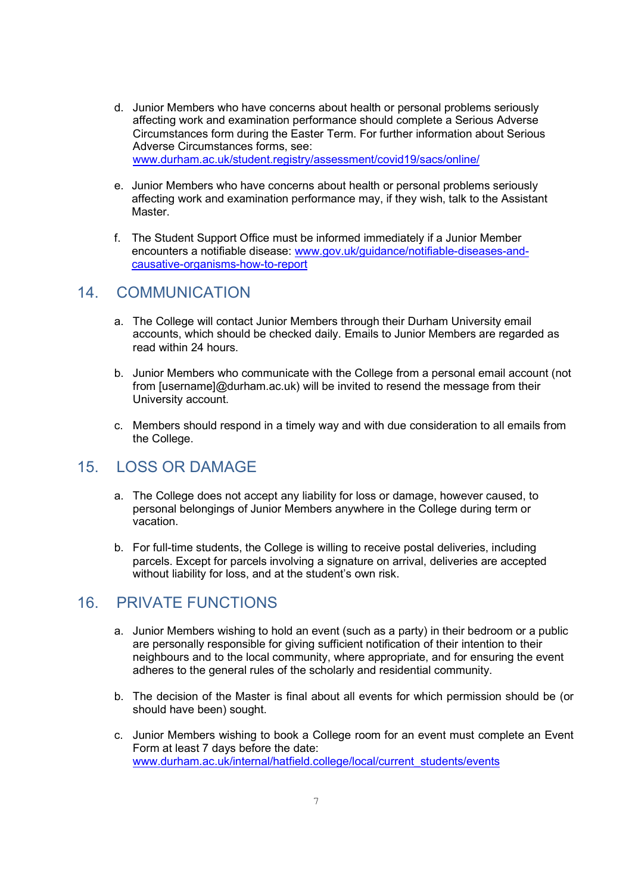d. Junior Members who have concerns about health or personal problems seriously affecting work and examination performance should complete a Serious Adverse Circumstances form during the Easter Term. For further information about Serious Adverse Circumstances forms, see: www.durham.ac.uk/student.registry/assessment/covid19/sacs/online/

e. Junior Members who have concerns about health or personal problems seriously affecting work and examination performance may, if they wish, talk to the Assistant Master.

f. The Student Support Office must be informed immediately if a Junior Member encounters a notifiable disease: www.gov.uk/guidance/notifiable-diseases-and-causative-organisms-how-to-report

## 14. COMMUNICATION

a. The College will contact Junior Members through their Durham University email accounts, which should be checked daily. Emails to Junior Members are regarded as read within 24 hours.

b. Junior Members who communicate with the College from a personal email account (not from [username]@durham.ac.uk) will be invited to resend the message from their University account.

c. Members should respond in a timely way and with due consideration to all emails from the College.

## 15. LOSS OR DAMAGE

a. The College does not accept any liability for loss or damage, however caused, to personal belongings of Junior Members anywhere in the College during term or vacation.

b. For full-time students, the College is willing to receive postal deliveries, including parcels. Except for parcels involving a signature on arrival, deliveries are accepted without liability for loss, and at the student's own risk.

## 16. PRIVATE FUNCTIONS

a. Junior Members wishing to hold an event (such as a party) in their bedroom or a public are personally responsible for giving sufficient notification of their intention to their neighbours and to the local community, where appropriate, and for ensuring the event adheres to the general rules of the scholarly and residential community.

b. The decision of the Master is final about all events for which permission should be (or should have been) sought.

c. Junior Members wishing to book a College room for an event must complete an Event Form at least 7 days before the date: www.durham.ac.uk/internal/hatfield.college/local/current_students/events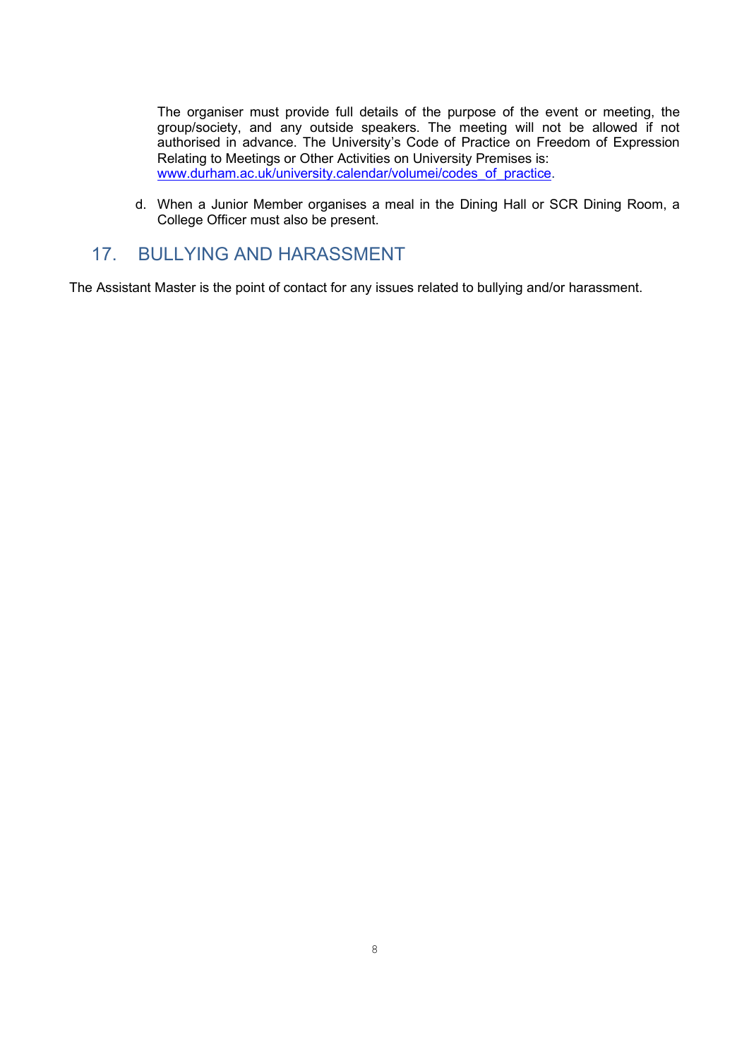The organiser must provide full details of the purpose of the event or meeting, the group/society, and any outside speakers. The meeting will not be allowed if not authorised in advance. The University's Code of Practice on Freedom of Expression Relating to Meetings or Other Activities on University Premises is: [www.durham.ac.uk/university.calendar/volumei/codes_of_practice](www.durham.ac.uk/university.calendar/volumei/codes_of_practice).

d. When a Junior Member organises a meal in the Dining Hall or SCR Dining Room, a College Officer must also be present.

## 17. BULLYING AND HARASSMENT

The Assistant Master is the point of contact for any issues related to bullying and/or harassment.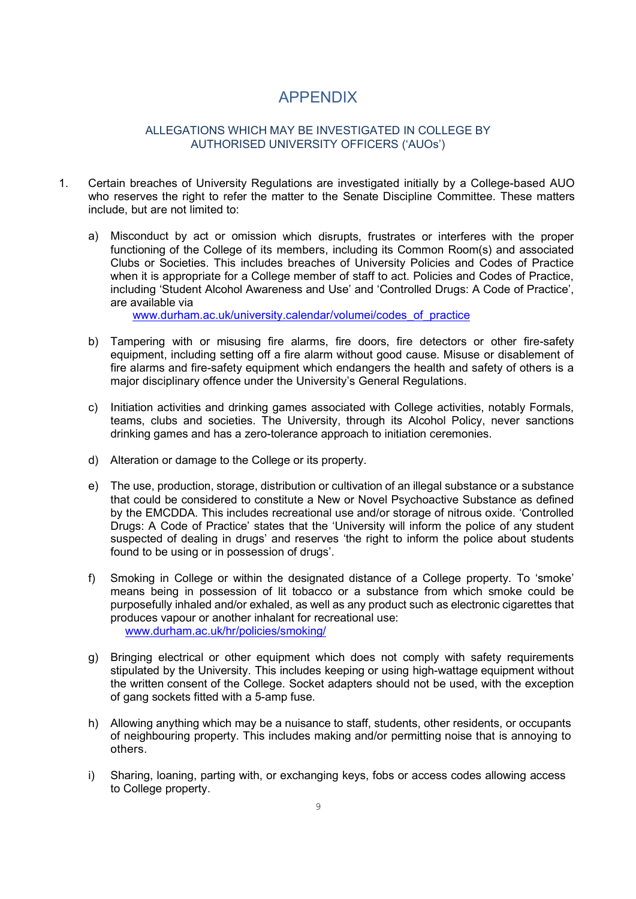# APPENDIX

## ALLEGATIONS WHICH MAY BE INVESTIGATED IN COLLEGE BY AUTHORISED UNIVERSITY OFFICERS ('AUOs')

1. Certain breaches of University Regulations are investigated initially by a College-based AUO who reserves the right to refer the matter to the Senate Discipline Committee. These matters include, but are not limited to:

   a) Misconduct by act or omission which disrupts, frustrates or interferes with the proper functioning of the College of its members, including its Common Room(s) and associated Clubs or Societies. This includes breaches of University Policies and Codes of Practice when it is appropriate for a College member of staff to act. Policies and Codes of Practice, including 'Student Alcohol Awareness and Use' and 'Controlled Drugs: A Code of Practice', are available via
   www.durham.ac.uk/university.calendar/volumei/codes_of_practice

   b) Tampering with or misusing fire alarms, fire doors, fire detectors or other fire-safety equipment, including setting off a fire alarm without good cause. Misuse or disablement of fire alarms and fire-safety equipment which endangers the health and safety of others is a major disciplinary offence under the University's General Regulations.

   c) Initiation activities and drinking games associated with College activities, notably Formals, teams, clubs and societies. The University, through its Alcohol Policy, never sanctions drinking games and has a zero-tolerance approach to initiation ceremonies.

   d) Alteration or damage to the College or its property.

   e) The use, production, storage, distribution or cultivation of an illegal substance or a substance that could be considered to constitute a New or Novel Psychoactive Substance as defined by the EMCDDA. This includes recreational use and/or storage of nitrous oxide. 'Controlled Drugs: A Code of Practice' states that the 'University will inform the police of any student suspected of dealing in drugs' and reserves 'the right to inform the police about students found to be using or in possession of drugs'.

   f) Smoking in College or within the designated distance of a College property. To 'smoke' means being in possession of lit tobacco or a substance from which smoke could be purposefully inhaled and/or exhaled, as well as any product such as electronic cigarettes that produces vapour or another inhalant for recreational use:
   www.durham.ac.uk/hr/policies/smoking/

   g) Bringing electrical or other equipment which does not comply with safety requirements stipulated by the University. This includes keeping or using high-wattage equipment without the written consent of the College. Socket adapters should not be used, with the exception of gang sockets fitted with a 5-amp fuse.

   h) Allowing anything which may be a nuisance to staff, students, other residents, or occupants of neighbouring property. This includes making and/or permitting noise that is annoying to others.

   i) Sharing, loaning, parting with, or exchanging keys, fobs or access codes allowing access to College property.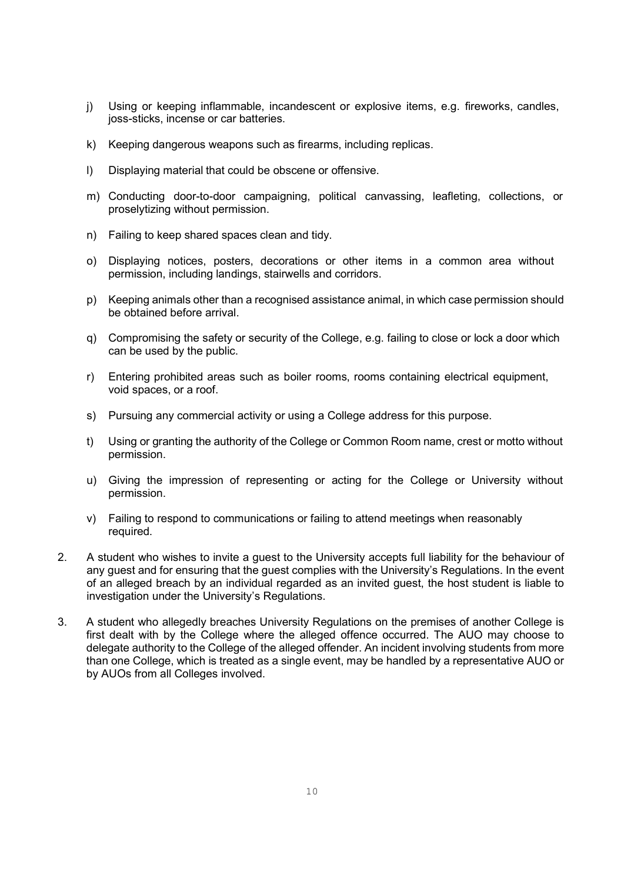j) Using or keeping inflammable, incandescent or explosive items, e.g. fireworks, candles, joss-sticks, incense or car batteries.

k) Keeping dangerous weapons such as firearms, including replicas.

l) Displaying material that could be obscene or offensive.

m) Conducting door-to-door campaigning, political canvassing, leafleting, collections, or proselytizing without permission.

n) Failing to keep shared spaces clean and tidy.

o) Displaying notices, posters, decorations or other items in a common area without permission, including landings, stairwells and corridors.

p) Keeping animals other than a recognised assistance animal, in which case permission should be obtained before arrival.

q) Compromising the safety or security of the College, e.g. failing to close or lock a door which can be used by the public.

r) Entering prohibited areas such as boiler rooms, rooms containing electrical equipment, void spaces, or a roof.

s) Pursuing any commercial activity or using a College address for this purpose.

t) Using or granting the authority of the College or Common Room name, crest or motto without permission.

u) Giving the impression of representing or acting for the College or University without permission.

v) Failing to respond to communications or failing to attend meetings when reasonably required.

2. A student who wishes to invite a guest to the University accepts full liability for the behaviour of any guest and for ensuring that the guest complies with the University's Regulations. In the event of an alleged breach by an individual regarded as an invited guest, the host student is liable to investigation under the University's Regulations.

3. A student who allegedly breaches University Regulations on the premises of another College is first dealt with by the College where the alleged offence occurred. The AUO may choose to delegate authority to the College of the alleged offender. An incident involving students from more than one College, which is treated as a single event, may be handled by a representative AUO or by AUOs from all Colleges involved.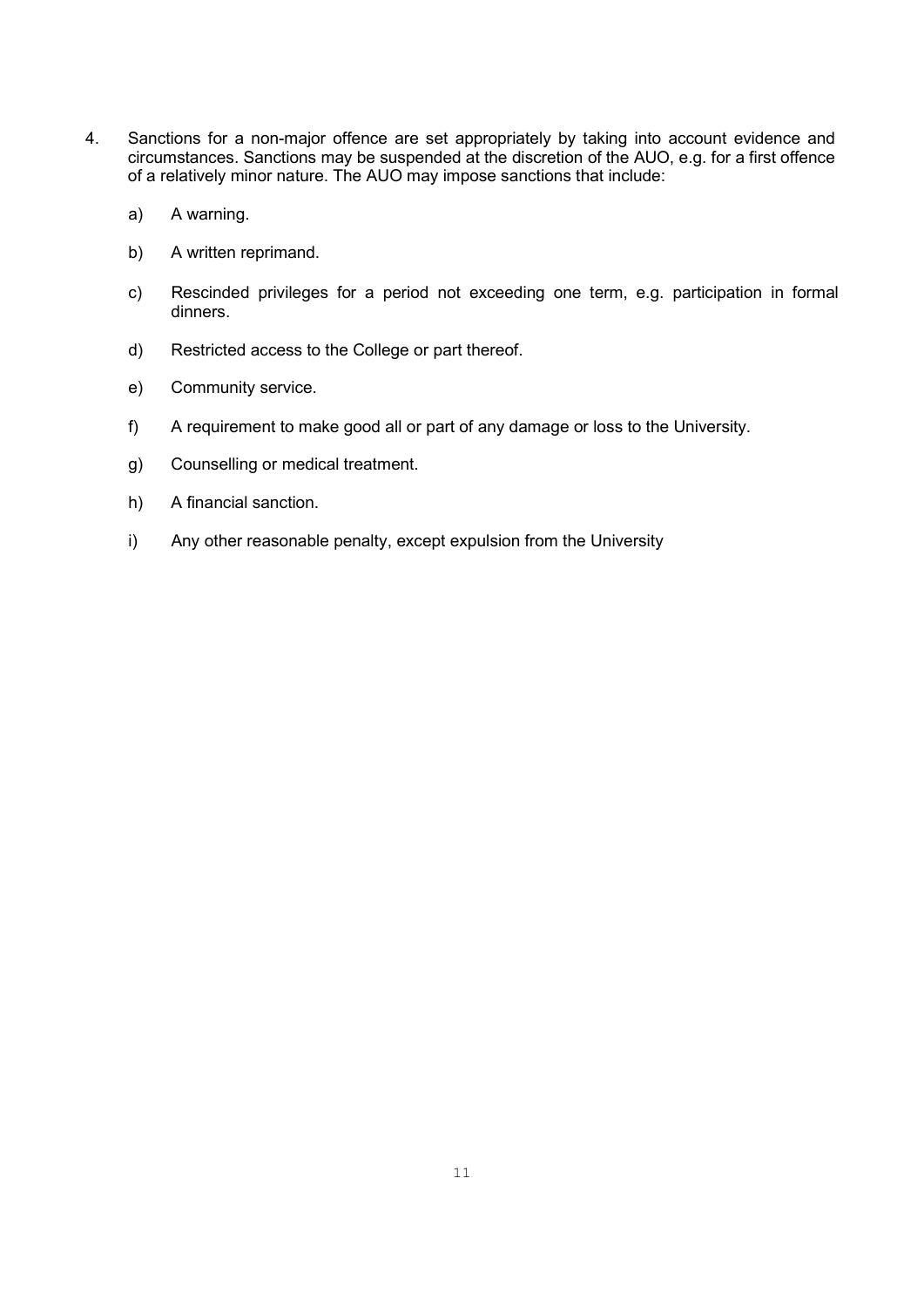4. Sanctions for a non-major offence are set appropriately by taking into account evidence and circumstances. Sanctions may be suspended at the discretion of the AUO, e.g. for a first offence of a relatively minor nature. The AUO may impose sanctions that include:

   a) A warning.

   b) A written reprimand.

   c) Rescinded privileges for a period not exceeding one term, e.g. participation in formal dinners.

   d) Restricted access to the College or part thereof.

   e) Community service.

   f) A requirement to make good all or part of any damage or loss to the University.

   g) Counselling or medical treatment.

   h) A financial sanction.

   i) Any other reasonable penalty, except expulsion from the University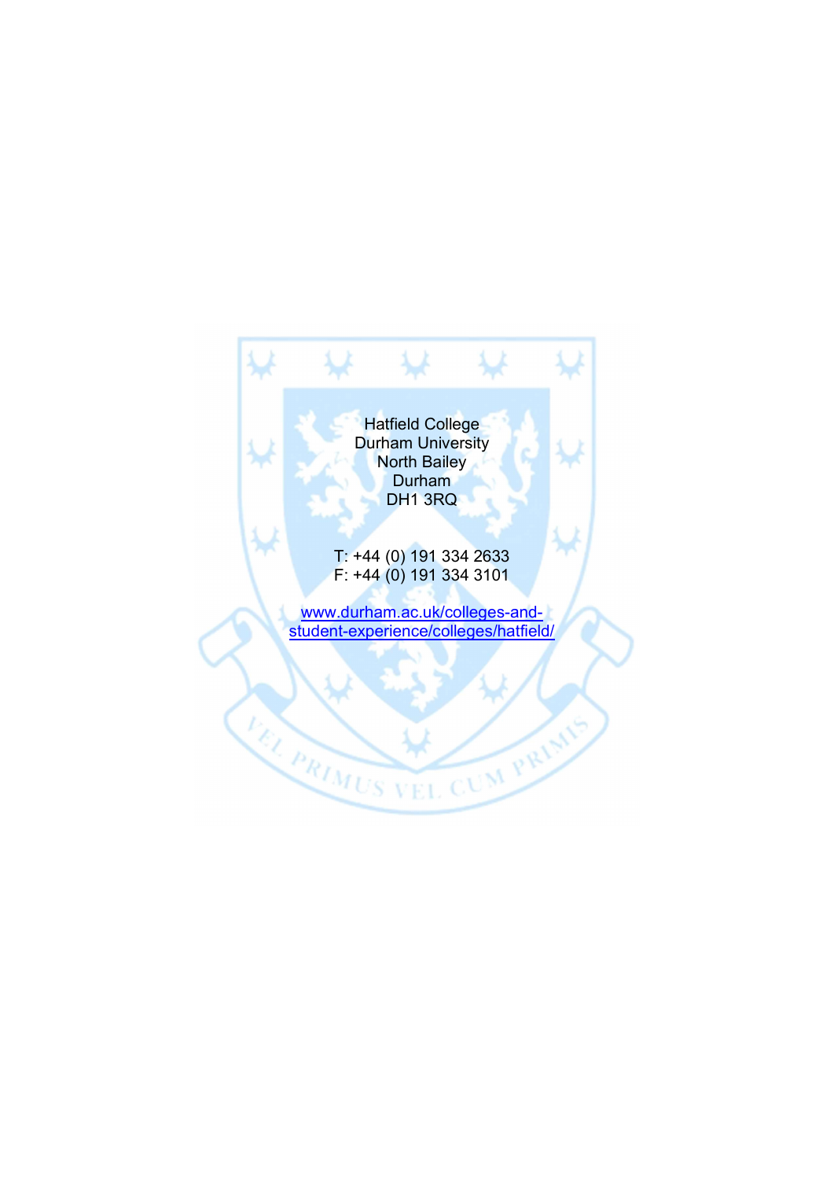Hatfield College
Durham University
North Bailey
Durham
DH1 3RQ

T: +44 (0) 191 334 2633
F: +44 (0) 191 334 3101

[www.durham.ac.uk/colleges-and-student-experience/colleges/hatfield/](www.durham.ac.uk/colleges-and-student-experience/colleges/hatfield/)